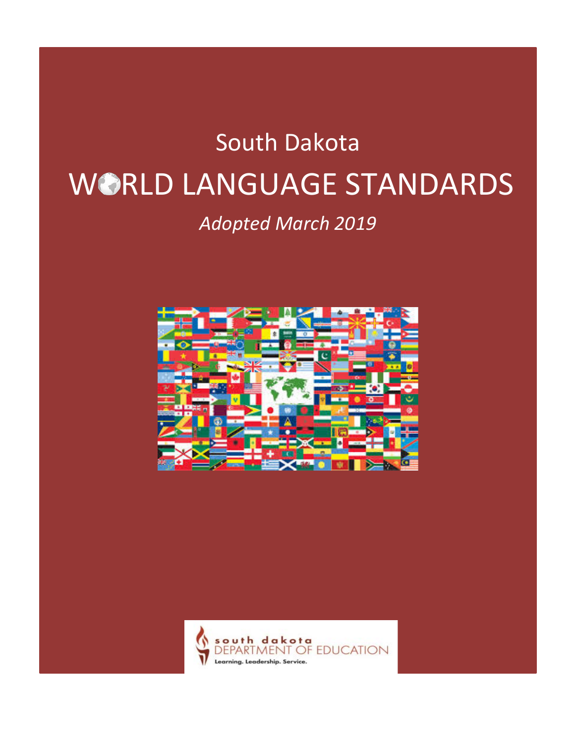# South Dakota

# WORLD LANGUAGE STANDARDS

*Adopted March 2019*

south dakota
DEPARTMENT OF EDUCATION
Learning. Leadership. Service.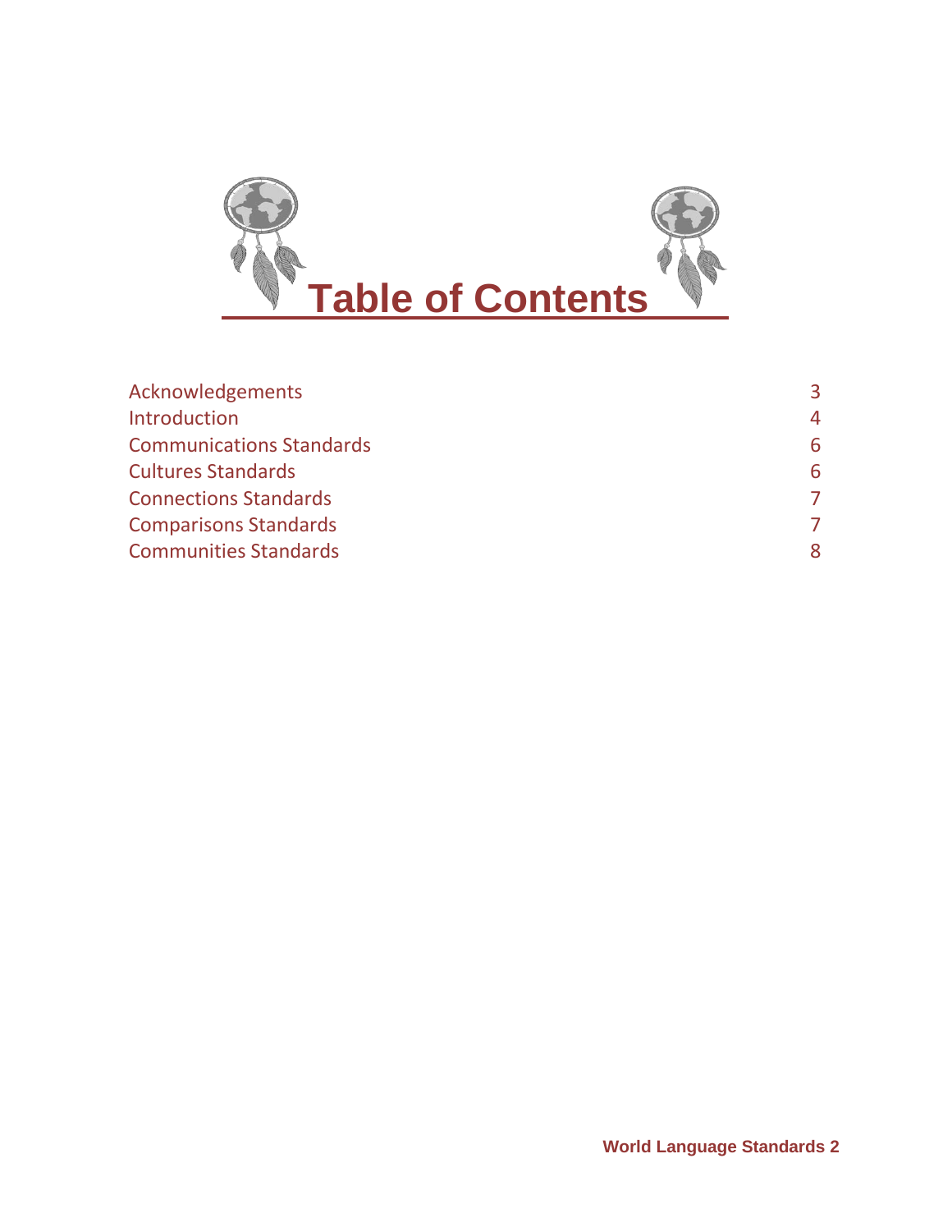# Table of Contents

| | |
|---|---|
| Acknowledgements | 3 |
| Introduction | 4 |
| Communications Standards | 6 |
| Cultures Standards | 6 |
| Connections Standards | 7 |
| Comparisons Standards | 7 |
| Communities Standards | 8 |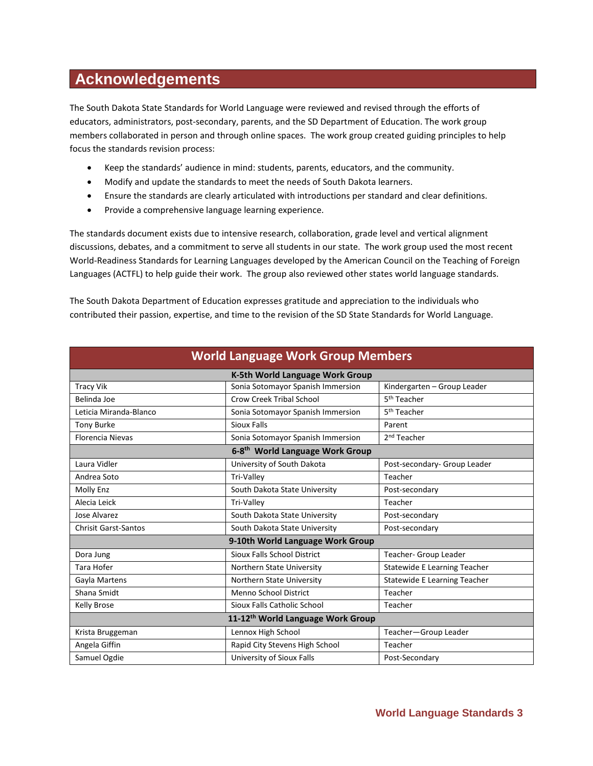## Acknowledgements

The South Dakota State Standards for World Language were reviewed and revised through the efforts of educators, administrators, post-secondary, parents, and the SD Department of Education. The work group members collaborated in person and through online spaces. The work group created guiding principles to help focus the standards revision process:

- Keep the standards' audience in mind: students, parents, educators, and the community.
- Modify and update the standards to meet the needs of South Dakota learners.
- Ensure the standards are clearly articulated with introductions per standard and clear definitions.
- Provide a comprehensive language learning experience.

The standards document exists due to intensive research, collaboration, grade level and vertical alignment discussions, debates, and a commitment to serve all students in our state. The work group used the most recent World-Readiness Standards for Learning Languages developed by the American Council on the Teaching of Foreign Languages (ACTFL) to help guide their work. The group also reviewed other states world language standards.

The South Dakota Department of Education expresses gratitude and appreciation to the individuals who contributed their passion, expertise, and time to the revision of the SD State Standards for World Language.

| World Language Work Group Members | | |
|---|---|---|
| **K-5th World Language Work Group** | | |
| Tracy Vik | Sonia Sotomayor Spanish Immersion | Kindergarten – Group Leader |
| Belinda Joe | Crow Creek Tribal School | 5th Teacher |
| Leticia Miranda-Blanco | Sonia Sotomayor Spanish Immersion | 5th Teacher |
| Tony Burke | Sioux Falls | Parent |
| Florencia Nievas | Sonia Sotomayor Spanish Immersion | 2nd Teacher |
| **6-8th World Language Work Group** | | |
| Laura Vidler | University of South Dakota | Post-secondary- Group Leader |
| Andrea Soto | Tri-Valley | Teacher |
| Molly Enz | South Dakota State University | Post-secondary |
| Alecia Leick | Tri-Valley | Teacher |
| Jose Alvarez | South Dakota State University | Post-secondary |
| Chrisit Garst-Santos | South Dakota State University | Post-secondary |
| **9-10th World Language Work Group** | | |
| Dora Jung | Sioux Falls School District | Teacher- Group Leader |
| Tara Hofer | Northern State University | Statewide E Learning Teacher |
| Gayla Martens | Northern State University | Statewide E Learning Teacher |
| Shana Smidt | Menno School District | Teacher |
| Kelly Brose | Sioux Falls Catholic School | Teacher |
| **11-12th World Language Work Group** | | |
| Krista Bruggeman | Lennox High School | Teacher—Group Leader |
| Angela Giffin | Rapid City Stevens High School | Teacher |
| Samuel Ogdie | University of Sioux Falls | Post-Secondary |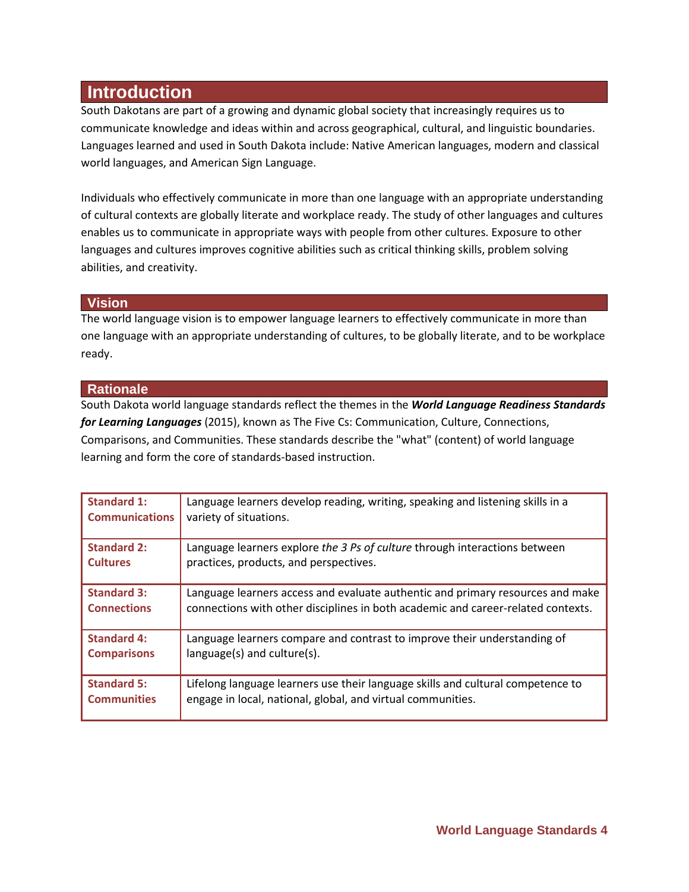# Introduction

South Dakotans are part of a growing and dynamic global society that increasingly requires us to communicate knowledge and ideas within and across geographical, cultural, and linguistic boundaries. Languages learned and used in South Dakota include: Native American languages, modern and classical world languages, and American Sign Language.

Individuals who effectively communicate in more than one language with an appropriate understanding of cultural contexts are globally literate and workplace ready. The study of other languages and cultures enables us to communicate in appropriate ways with people from other cultures. Exposure to other languages and cultures improves cognitive abilities such as critical thinking skills, problem solving abilities, and creativity.

## Vision

The world language vision is to empower language learners to effectively communicate in more than one language with an appropriate understanding of cultures, to be globally literate, and to be workplace ready.

## Rationale

South Dakota world language standards reflect the themes in the ***World Language Readiness Standards for Learning Languages*** (2015), known as The Five Cs: Communication, Culture, Connections, Comparisons, and Communities. These standards describe the "what" (content) of world language learning and form the core of standards-based instruction.

| Standard | Description |
|---|---|
| **Standard 1: Communications** | Language learners develop reading, writing, speaking and listening skills in a variety of situations. |
| **Standard 2: Cultures** | Language learners explore *the 3 Ps of culture* through interactions between practices, products, and perspectives. |
| **Standard 3: Connections** | Language learners access and evaluate authentic and primary resources and make connections with other disciplines in both academic and career-related contexts. |
| **Standard 4: Comparisons** | Language learners compare and contrast to improve their understanding of language(s) and culture(s). |
| **Standard 5: Communities** | Lifelong language learners use their language skills and cultural competence to engage in local, national, global, and virtual communities. |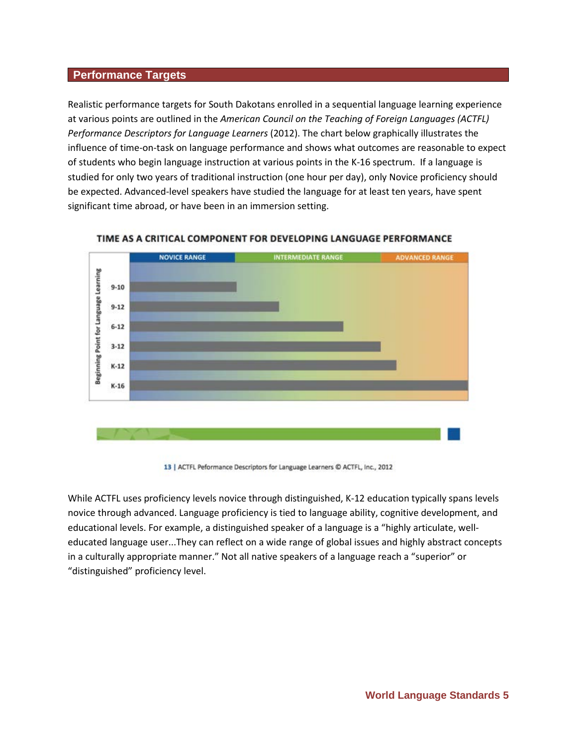## Performance Targets

Realistic performance targets for South Dakotans enrolled in a sequential language learning experience at various points are outlined in the *American Council on the Teaching of Foreign Languages (ACTFL) Performance Descriptors for Language Learners* (2012). The chart below graphically illustrates the influence of time-on-task on language performance and shows what outcomes are reasonable to expect of students who begin language instruction at various points in the K-16 spectrum. If a language is studied for only two years of traditional instruction (one hour per day), only Novice proficiency should be expected. Advanced-level speakers have studied the language for at least ten years, have spent significant time abroad, or have been in an immersion setting.

**TIME AS A CRITICAL COMPONENT FOR DEVELOPING LANGUAGE PERFORMANCE**

| Beginning Point for Language Learning | Range Reached (NOVICE RANGE / INTERMEDIATE RANGE / ADVANCED RANGE) |
|---|---|
| 9-10 | Novice Range |
| 9-12 | Intermediate Range |
| 6-12 | Intermediate Range |
| 3-12 | Advanced Range |
| K-12 | Advanced Range |
| K-16 | Advanced Range |

13 | ACTFL Peformance Descriptors for Language Learners © ACTFL, Inc., 2012

While ACTFL uses proficiency levels novice through distinguished, K-12 education typically spans levels novice through advanced. Language proficiency is tied to language ability, cognitive development, and educational levels. For example, a distinguished speaker of a language is a "highly articulate, well-educated language user...They can reflect on a wide range of global issues and highly abstract concepts in a culturally appropriate manner." Not all native speakers of a language reach a "superior" or "distinguished" proficiency level.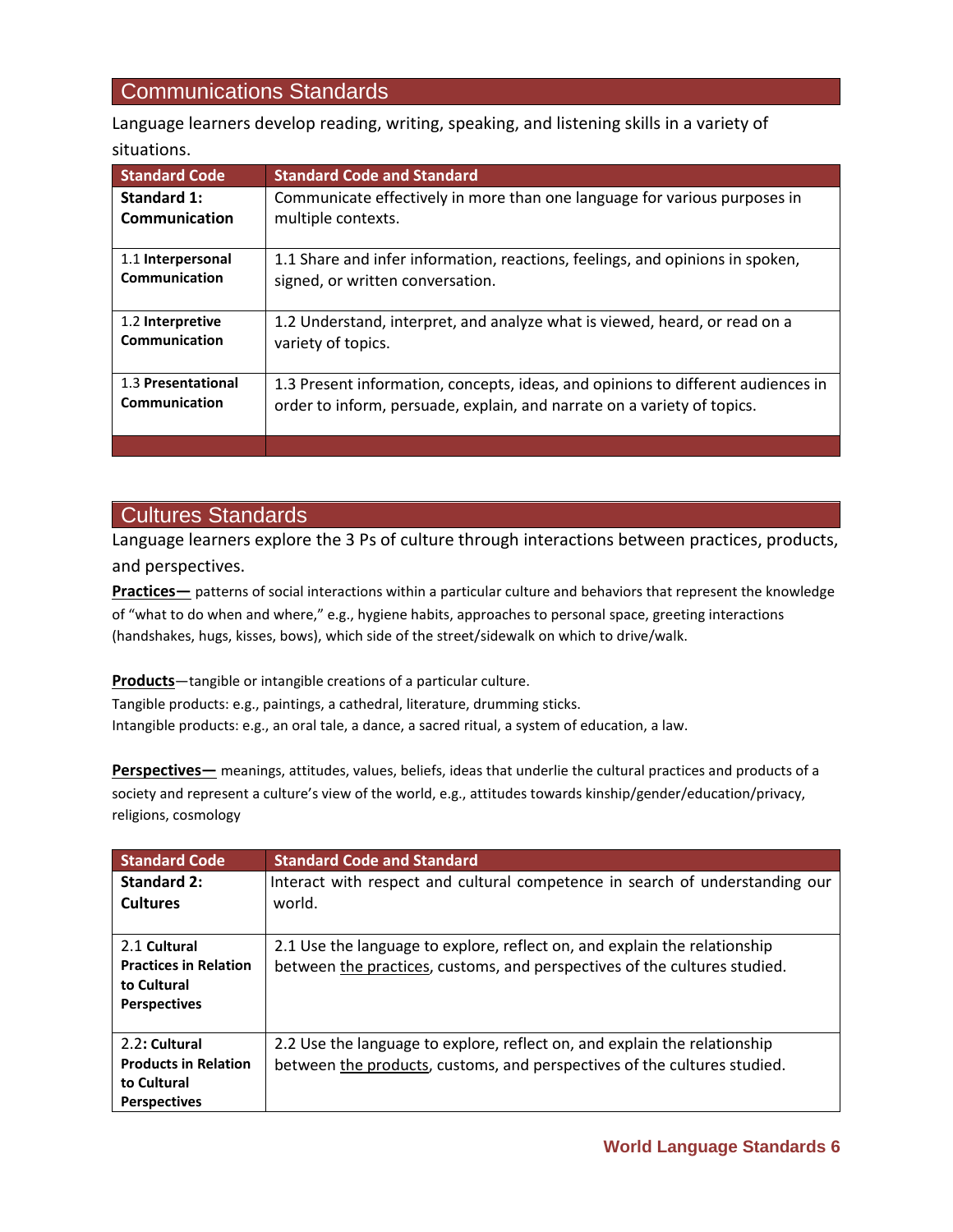## Communications Standards

Language learners develop reading, writing, speaking, and listening skills in a variety of situations.

| Standard Code | Standard Code and Standard |
|---|---|
| **Standard 1: Communication** | Communicate effectively in more than one language for various purposes in multiple contexts. |
| 1.1 **Interpersonal Communication** | 1.1 Share and infer information, reactions, feelings, and opinions in spoken, signed, or written conversation. |
| 1.2 **Interpretive Communication** | 1.2 Understand, interpret, and analyze what is viewed, heard, or read on a variety of topics. |
| 1.3 **Presentational Communication** | 1.3 Present information, concepts, ideas, and opinions to different audiences in order to inform, persuade, explain, and narrate on a variety of topics. |
| | |

## Cultures Standards

Language learners explore the 3 Ps of culture through interactions between practices, products, and perspectives.

**Practices—** patterns of social interactions within a particular culture and behaviors that represent the knowledge of "what to do when and where," e.g., hygiene habits, approaches to personal space, greeting interactions (handshakes, hugs, kisses, bows), which side of the street/sidewalk on which to drive/walk.

**Products**—tangible or intangible creations of a particular culture.
Tangible products: e.g., paintings, a cathedral, literature, drumming sticks.
Intangible products: e.g., an oral tale, a dance, a sacred ritual, a system of education, a law.

**Perspectives—** meanings, attitudes, values, beliefs, ideas that underlie the cultural practices and products of a society and represent a culture's view of the world, e.g., attitudes towards kinship/gender/education/privacy, religions, cosmology

| Standard Code | Standard Code and Standard |
|---|---|
| **Standard 2: Cultures** | Interact with respect and cultural competence in search of understanding our world. |
| 2.1 **Cultural Practices in Relation to Cultural Perspectives** | 2.1 Use the language to explore, reflect on, and explain the relationship between the practices, customs, and perspectives of the cultures studied. |
| 2.2**: Cultural Products in Relation to Cultural Perspectives** | 2.2 Use the language to explore, reflect on, and explain the relationship between the products, customs, and perspectives of the cultures studied. |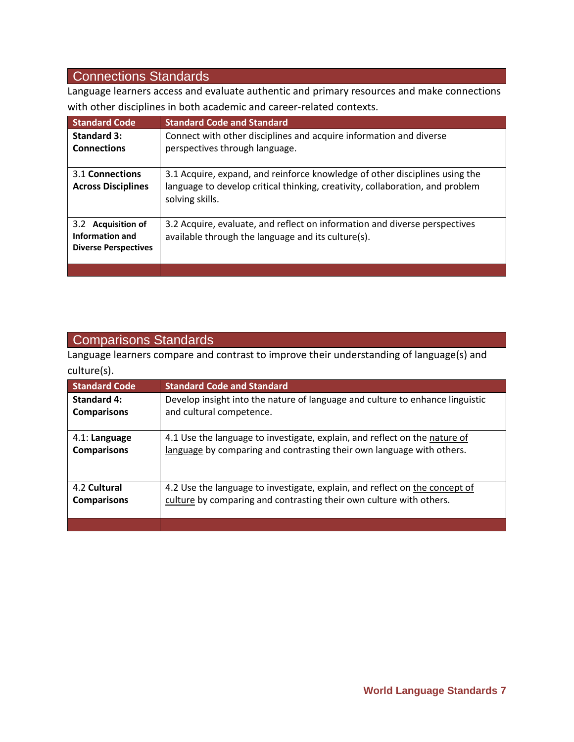## Connections Standards

Language learners access and evaluate authentic and primary resources and make connections with other disciplines in both academic and career-related contexts.

| Standard Code | Standard Code and Standard |
|---|---|
| **Standard 3: Connections** | Connect with other disciplines and acquire information and diverse perspectives through language. |
| 3.1 **Connections Across Disciplines** | 3.1 Acquire, expand, and reinforce knowledge of other disciplines using the language to develop critical thinking, creativity, collaboration, and problem solving skills. |
| 3.2 **Acquisition of Information and Diverse Perspectives** | 3.2 Acquire, evaluate, and reflect on information and diverse perspectives available through the language and its culture(s). |
| | |

## Comparisons Standards

Language learners compare and contrast to improve their understanding of language(s) and culture(s).

| Standard Code | Standard Code and Standard |
|---|---|
| **Standard 4: Comparisons** | Develop insight into the nature of language and culture to enhance linguistic and cultural competence. |
| 4.1: **Language Comparisons** | 4.1 Use the language to investigate, explain, and reflect on the nature of language by comparing and contrasting their own language with others. |
| 4.2 **Cultural Comparisons** | 4.2 Use the language to investigate, explain, and reflect on the concept of culture by comparing and contrasting their own culture with others. |
| | |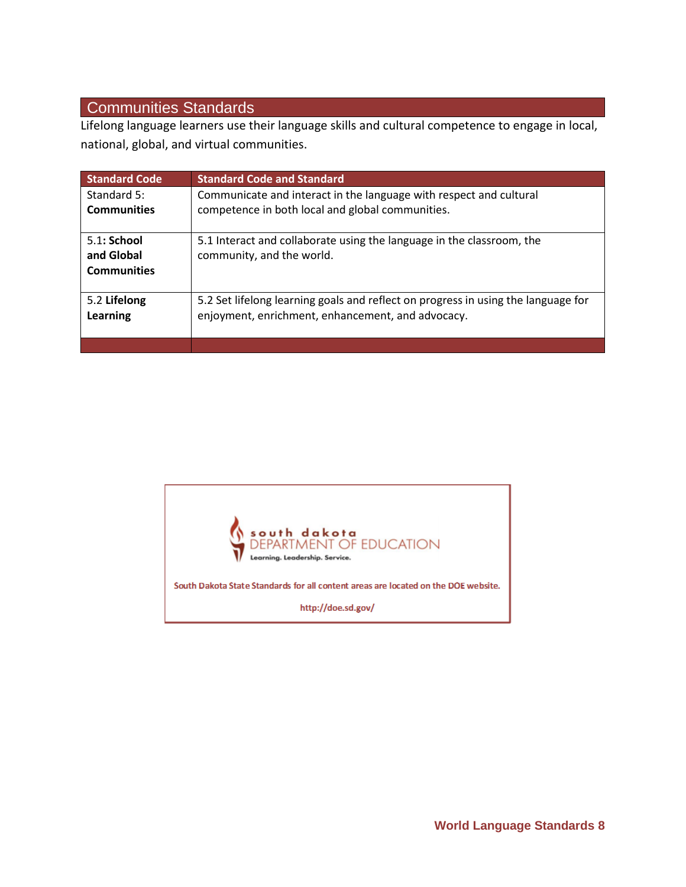## Communities Standards

Lifelong language learners use their language skills and cultural competence to engage in local, national, global, and virtual communities.

| Standard Code | Standard Code and Standard |
| --- | --- |
| Standard 5: **Communities** | Communicate and interact in the language with respect and cultural competence in both local and global communities. |
| 5.1**: School and Global Communities** | 5.1 Interact and collaborate using the language in the classroom, the community, and the world. |
| 5.2 **Lifelong Learning** | 5.2 Set lifelong learning goals and reflect on progress in using the language for enjoyment, enrichment, enhancement, and advocacy. |
| | |

south dakota
DEPARTMENT OF EDUCATION
Learning. Leadership. Service.

South Dakota State Standards for all content areas are located on the DOE website.

http://doe.sd.gov/